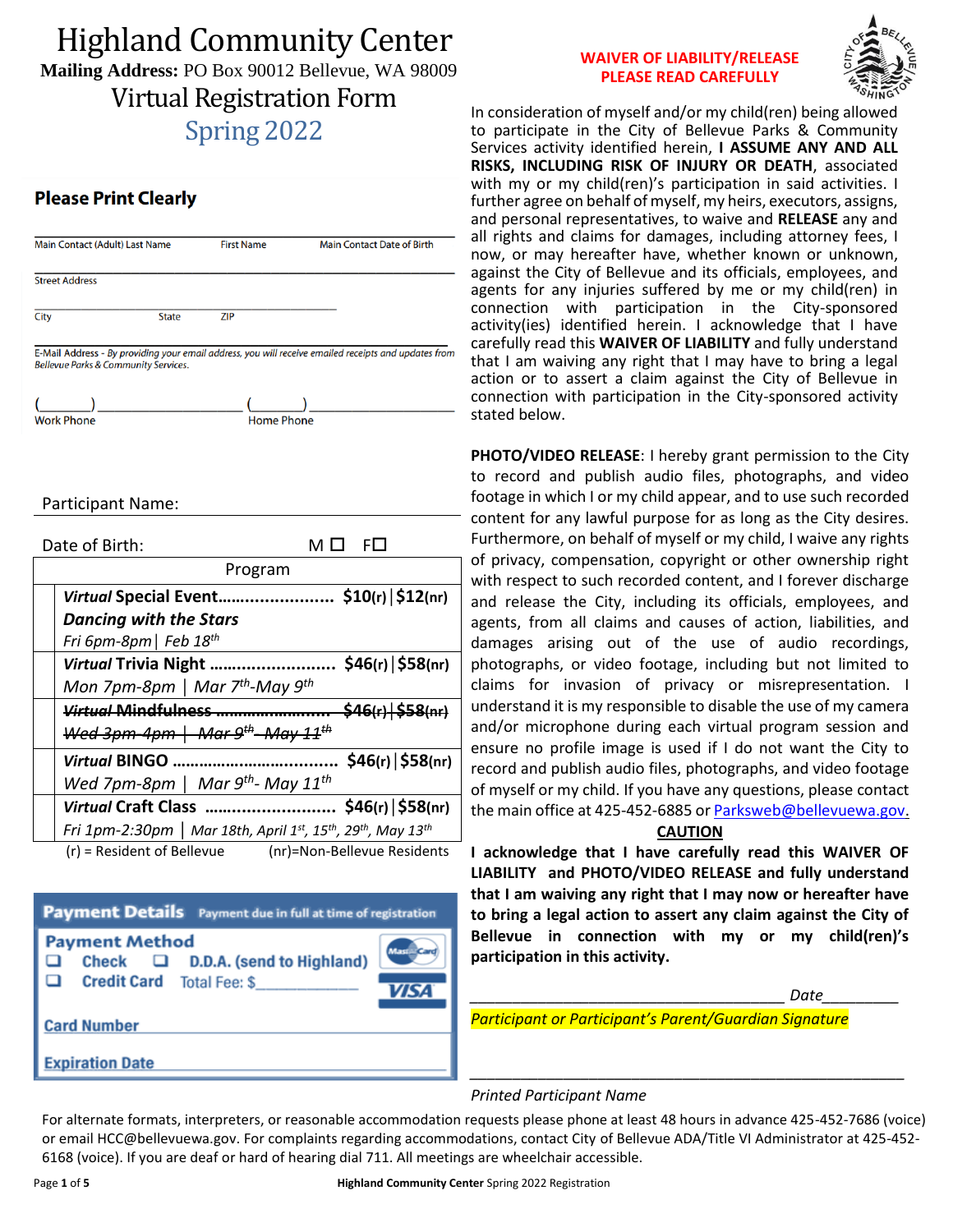# Highland Community Center

**Mailing Address:** PO Box 90012 Bellevue, WA 98009

## Virtual Registration Form

## Spring 2022

### Please Print Clearly

Main Contact (Adult) Last Name ____ First Name ____ Main Contact Date of Birth ____

Street Address ____

City ____ State ____ ZIP ____

E-Mail Address - *By providing your email address, you will receive emailed receipts and updates from Bellevue Parks & Community Services.*

(\_\_\_\_\_\_) \_\_\_\_\_\_\_\_\_\_\_\_\_\_\_\_ (\_\_\_\_\_\_) \_\_\_\_\_\_\_\_\_\_\_\_\_\_\_\_

Work Phone Home Phone

Participant Name: ____

Date of Birth: ____ M ☐ F☐

| | Program |
|---|---|
| | ***Virtual*** **Special Event........................ $10(r) \| $12(nr)**<br>***Dancing with the Stars***<br>*Fri 6pm-8pm \| Feb 18th* |
| | ***Virtual*** **Trivia Night .......................... $46(r) \| $58(nr)**<br>*Mon 7pm-8pm \| Mar 7th-May 9th* |
| | ~~***Virtual*** **Mindfulness ........................ $46(r) \| $58(nr)**~~<br>~~*Wed 3pm-4pm \| Mar 9th -May 11th*~~ |
| | ***Virtual*** **BINGO .................................. $46(r) \| $58(nr)**<br>*Wed 7pm-8pm \| Mar 9th- May 11th* |
| | ***Virtual*** **Craft Class .......................... $46(r) \| $58(nr)**<br>*Fri 1pm-2:30pm \| Mar 18th, April 1st, 15th, 29th, May 13th* |

(r) = Resident of Bellevue (nr)=Non-Bellevue Residents

**Payment Details** Payment due in full at time of registration

**Payment Method**

- ☐ Check ☐ D.D.A. (send to Highland)
- ☐ Credit Card Total Fee: $\_\_\_\_\_\_\_\_\_\_\_\_

**Card Number** ____

**Expiration Date** ____

**WAIVER OF LIABILITY/RELEASE**
**PLEASE READ CAREFULLY**

In consideration of myself and/or my child(ren) being allowed to participate in the City of Bellevue Parks & Community Services activity identified herein, **I ASSUME ANY AND ALL RISKS, INCLUDING RISK OF INJURY OR DEATH**, associated with my or my child(ren)'s participation in said activities. I further agree on behalf of myself, my heirs, executors, assigns, and personal representatives, to waive and **RELEASE** any and all rights and claims for damages, including attorney fees, I now, or may hereafter have, whether known or unknown, against the City of Bellevue and its officials, employees, and agents for any injuries suffered by me or my child(ren) in connection with participation in the City-sponsored activity(ies) identified herein. I acknowledge that I have carefully read this **WAIVER OF LIABILITY** and fully understand that I am waiving any right that I may have to bring a legal action or to assert a claim against the City of Bellevue in connection with participation in the City-sponsored activity stated below.

**PHOTO/VIDEO RELEASE**: I hereby grant permission to the City to record and publish audio files, photographs, and video footage in which I or my child appear, and to use such recorded content for any lawful purpose for as long as the City desires. Furthermore, on behalf of myself or my child, I waive any rights of privacy, compensation, copyright or other ownership right with respect to such recorded content, and I forever discharge and release the City, including its officials, employees, and agents, from all claims and causes of action, liabilities, and damages arising out of the use of audio recordings, photographs, or video footage, including but not limited to claims for invasion of privacy or misrepresentation. I understand it is my responsible to disable the use of my camera and/or microphone during each virtual program session and ensure no profile image is used if I do not want the City to record and publish audio files, photographs, and video footage of myself or my child. If you have any questions, please contact the main office at 425-452-6885 or Parksweb@bellevuewa.gov.

**CAUTION**

**I acknowledge that I have carefully read this WAIVER OF LIABILITY and PHOTO/VIDEO RELEASE and fully understand that I am waiving any right that I may now or hereafter have to bring a legal action to assert any claim against the City of Bellevue in connection with my or my child(ren)'s participation in this activity.**

\_\_\_\_\_\_\_\_\_\_\_\_\_\_\_\_\_\_\_\_\_\_\_\_\_\_\_\_\_\_\_\_\_\_\_\_ *Date*\_\_\_\_\_\_\_\_\_

*Participant or Participant's Parent/Guardian Signature*

\_\_\_\_\_\_\_\_\_\_\_\_\_\_\_\_\_\_\_\_\_\_\_\_\_\_\_\_\_\_\_\_\_\_\_\_\_\_\_\_\_\_\_\_\_\_\_\_

*Printed Participant Name*

For alternate formats, interpreters, or reasonable accommodation requests please phone at least 48 hours in advance 425-452-7686 (voice) or email HCC@bellevuewa.gov. For complaints regarding accommodations, contact City of Bellevue ADA/Title VI Administrator at 425-452-6168 (voice). If you are deaf or hard of hearing dial 711. All meetings are wheelchair accessible.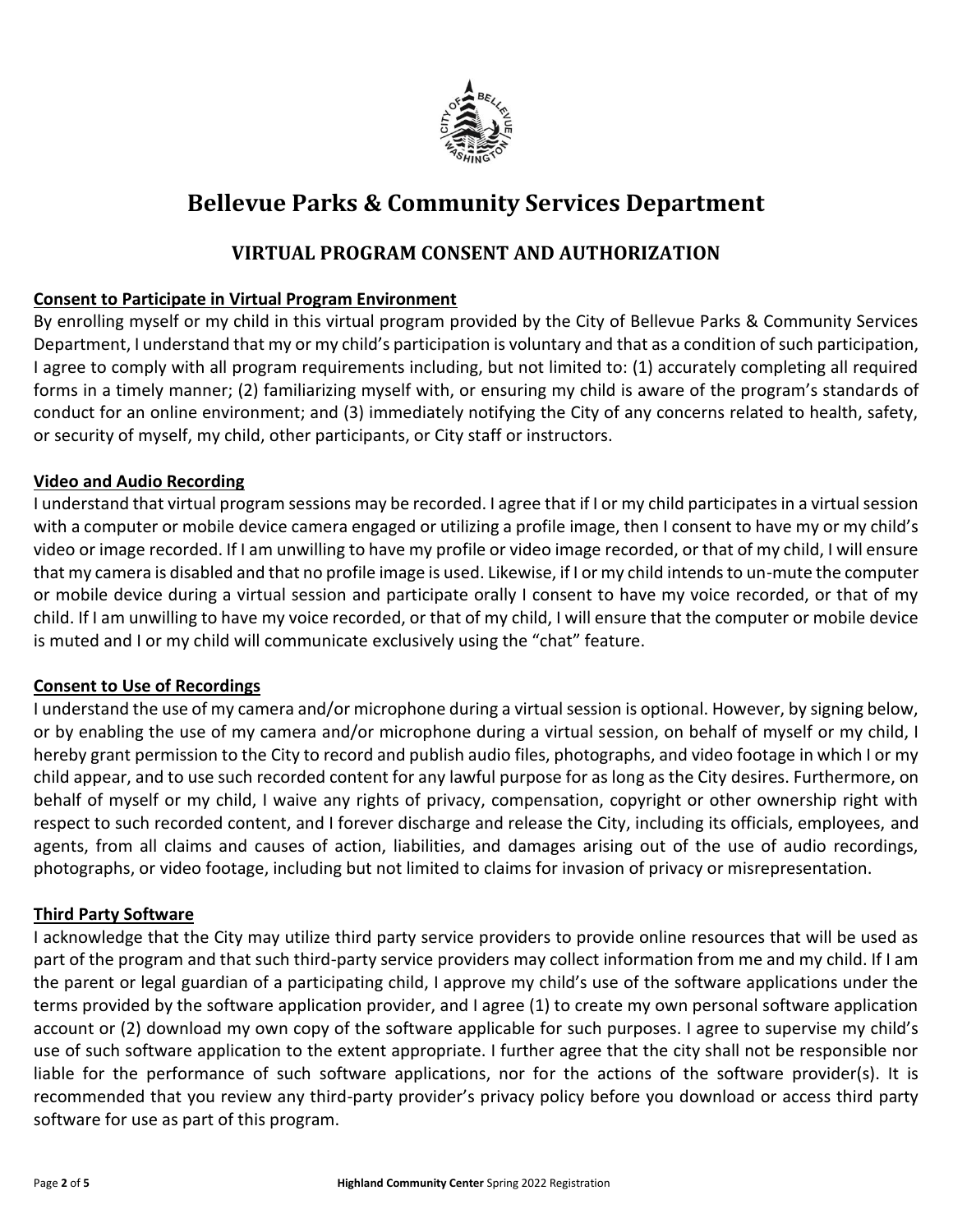# Bellevue Parks & Community Services Department

## VIRTUAL PROGRAM CONSENT AND AUTHORIZATION

**Consent to Participate in Virtual Program Environment**

By enrolling myself or my child in this virtual program provided by the City of Bellevue Parks & Community Services Department, I understand that my or my child's participation is voluntary and that as a condition of such participation, I agree to comply with all program requirements including, but not limited to: (1) accurately completing all required forms in a timely manner; (2) familiarizing myself with, or ensuring my child is aware of the program's standards of conduct for an online environment; and (3) immediately notifying the City of any concerns related to health, safety, or security of myself, my child, other participants, or City staff or instructors.

**Video and Audio Recording**

I understand that virtual program sessions may be recorded. I agree that if I or my child participates in a virtual session with a computer or mobile device camera engaged or utilizing a profile image, then I consent to have my or my child's video or image recorded. If I am unwilling to have my profile or video image recorded, or that of my child, I will ensure that my camera is disabled and that no profile image is used. Likewise, if I or my child intends to un-mute the computer or mobile device during a virtual session and participate orally I consent to have my voice recorded, or that of my child. If I am unwilling to have my voice recorded, or that of my child, I will ensure that the computer or mobile device is muted and I or my child will communicate exclusively using the "chat" feature.

**Consent to Use of Recordings**

I understand the use of my camera and/or microphone during a virtual session is optional. However, by signing below, or by enabling the use of my camera and/or microphone during a virtual session, on behalf of myself or my child, I hereby grant permission to the City to record and publish audio files, photographs, and video footage in which I or my child appear, and to use such recorded content for any lawful purpose for as long as the City desires. Furthermore, on behalf of myself or my child, I waive any rights of privacy, compensation, copyright or other ownership right with respect to such recorded content, and I forever discharge and release the City, including its officials, employees, and agents, from all claims and causes of action, liabilities, and damages arising out of the use of audio recordings, photographs, or video footage, including but not limited to claims for invasion of privacy or misrepresentation.

**Third Party Software**

I acknowledge that the City may utilize third party service providers to provide online resources that will be used as part of the program and that such third-party service providers may collect information from me and my child. If I am the parent or legal guardian of a participating child, I approve my child's use of the software applications under the terms provided by the software application provider, and I agree (1) to create my own personal software application account or (2) download my own copy of the software applicable for such purposes. I agree to supervise my child's use of such software application to the extent appropriate. I further agree that the city shall not be responsible nor liable for the performance of such software applications, nor for the actions of the software provider(s). It is recommended that you review any third-party provider's privacy policy before you download or access third party software for use as part of this program.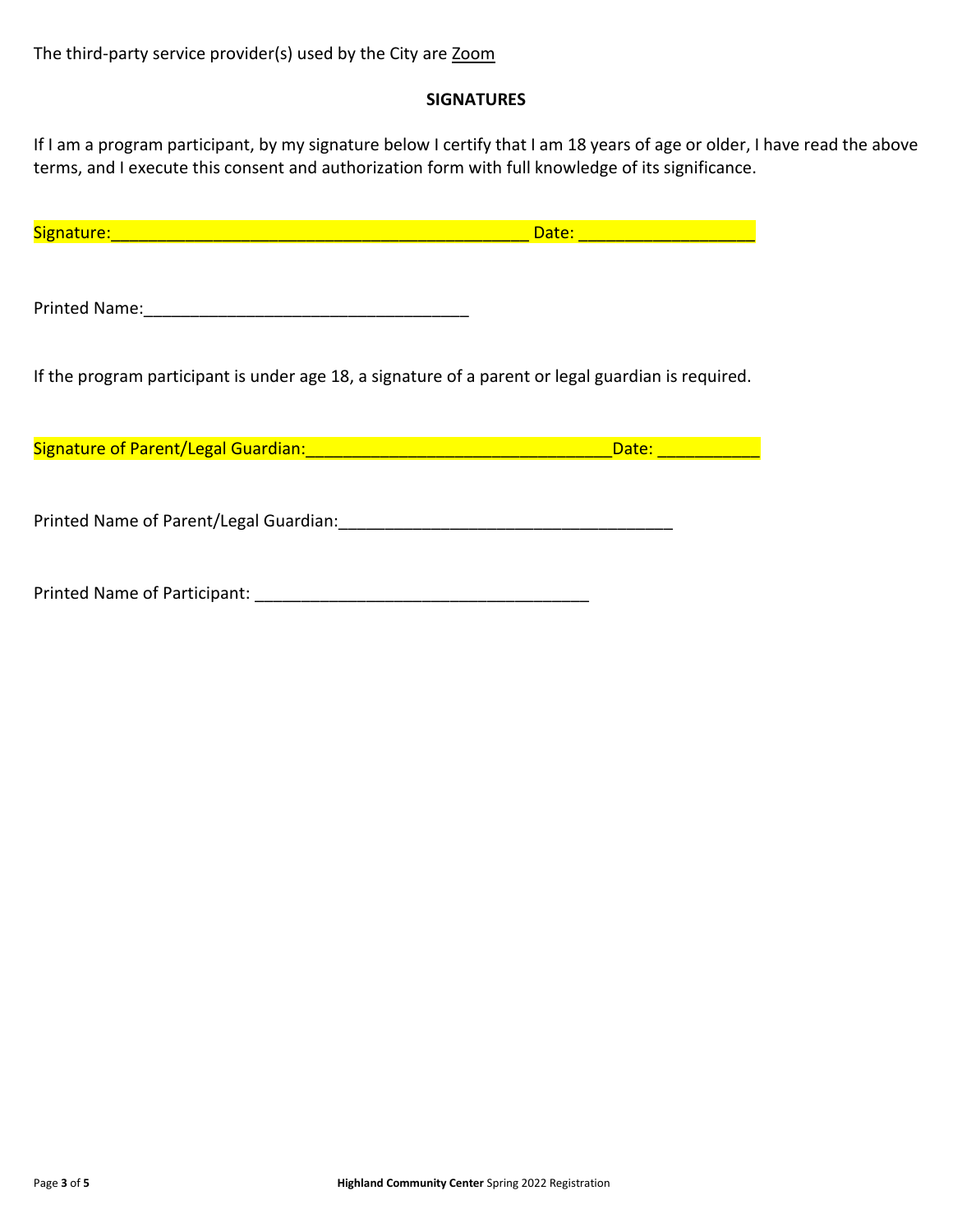The third-party service provider(s) used by the City are Zoom

**SIGNATURES**

If I am a program participant, by my signature below I certify that I am 18 years of age or older, I have read the above terms, and I execute this consent and authorization form with full knowledge of its significance.

Signature:_____________________________________________ Date: ___________________

Printed Name:___________________________________

If the program participant is under age 18, a signature of a parent or legal guardian is required.

Signature of Parent/Legal Guardian:________________________________Date: ___________

Printed Name of Parent/Legal Guardian:____________________________________

Printed Name of Participant: ____________________________________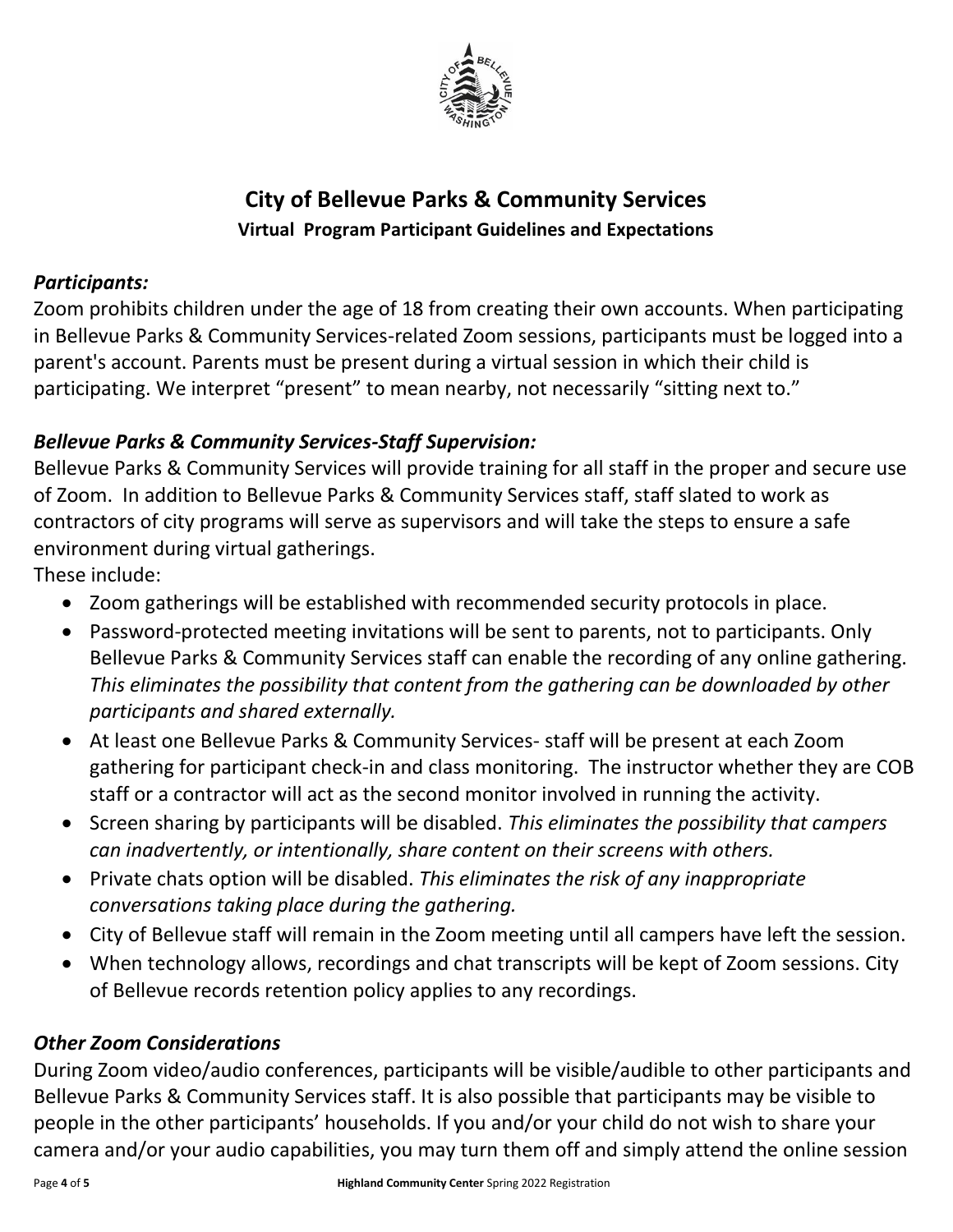# City of Bellevue Parks & Community Services

### Virtual Program Participant Guidelines and Expectations

***Participants:***

Zoom prohibits children under the age of 18 from creating their own accounts. When participating in Bellevue Parks & Community Services-related Zoom sessions, participants must be logged into a parent's account. Parents must be present during a virtual session in which their child is participating. We interpret "present" to mean nearby, not necessarily "sitting next to."

***Bellevue Parks & Community Services-Staff Supervision:***

Bellevue Parks & Community Services will provide training for all staff in the proper and secure use of Zoom. In addition to Bellevue Parks & Community Services staff, staff slated to work as contractors of city programs will serve as supervisors and will take the steps to ensure a safe environment during virtual gatherings.

These include:

- Zoom gatherings will be established with recommended security protocols in place.
- Password-protected meeting invitations will be sent to parents, not to participants. Only Bellevue Parks & Community Services staff can enable the recording of any online gathering. *This eliminates the possibility that content from the gathering can be downloaded by other participants and shared externally.*
- At least one Bellevue Parks & Community Services- staff will be present at each Zoom gathering for participant check-in and class monitoring. The instructor whether they are COB staff or a contractor will act as the second monitor involved in running the activity.
- Screen sharing by participants will be disabled. *This eliminates the possibility that campers can inadvertently, or intentionally, share content on their screens with others.*
- Private chats option will be disabled. *This eliminates the risk of any inappropriate conversations taking place during the gathering.*
- City of Bellevue staff will remain in the Zoom meeting until all campers have left the session.
- When technology allows, recordings and chat transcripts will be kept of Zoom sessions. City of Bellevue records retention policy applies to any recordings.

***Other Zoom Considerations***

During Zoom video/audio conferences, participants will be visible/audible to other participants and Bellevue Parks & Community Services staff. It is also possible that participants may be visible to people in the other participants' households. If you and/or your child do not wish to share your camera and/or your audio capabilities, you may turn them off and simply attend the online session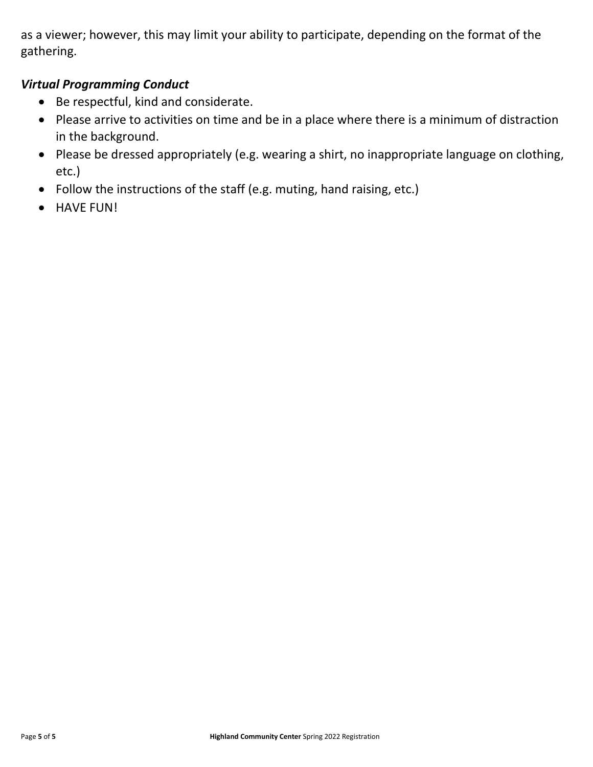as a viewer; however, this may limit your ability to participate, depending on the format of the gathering.

***Virtual Programming Conduct***

- Be respectful, kind and considerate.
- Please arrive to activities on time and be in a place where there is a minimum of distraction in the background.
- Please be dressed appropriately (e.g. wearing a shirt, no inappropriate language on clothing, etc.)
- Follow the instructions of the staff (e.g. muting, hand raising, etc.)
- HAVE FUN!